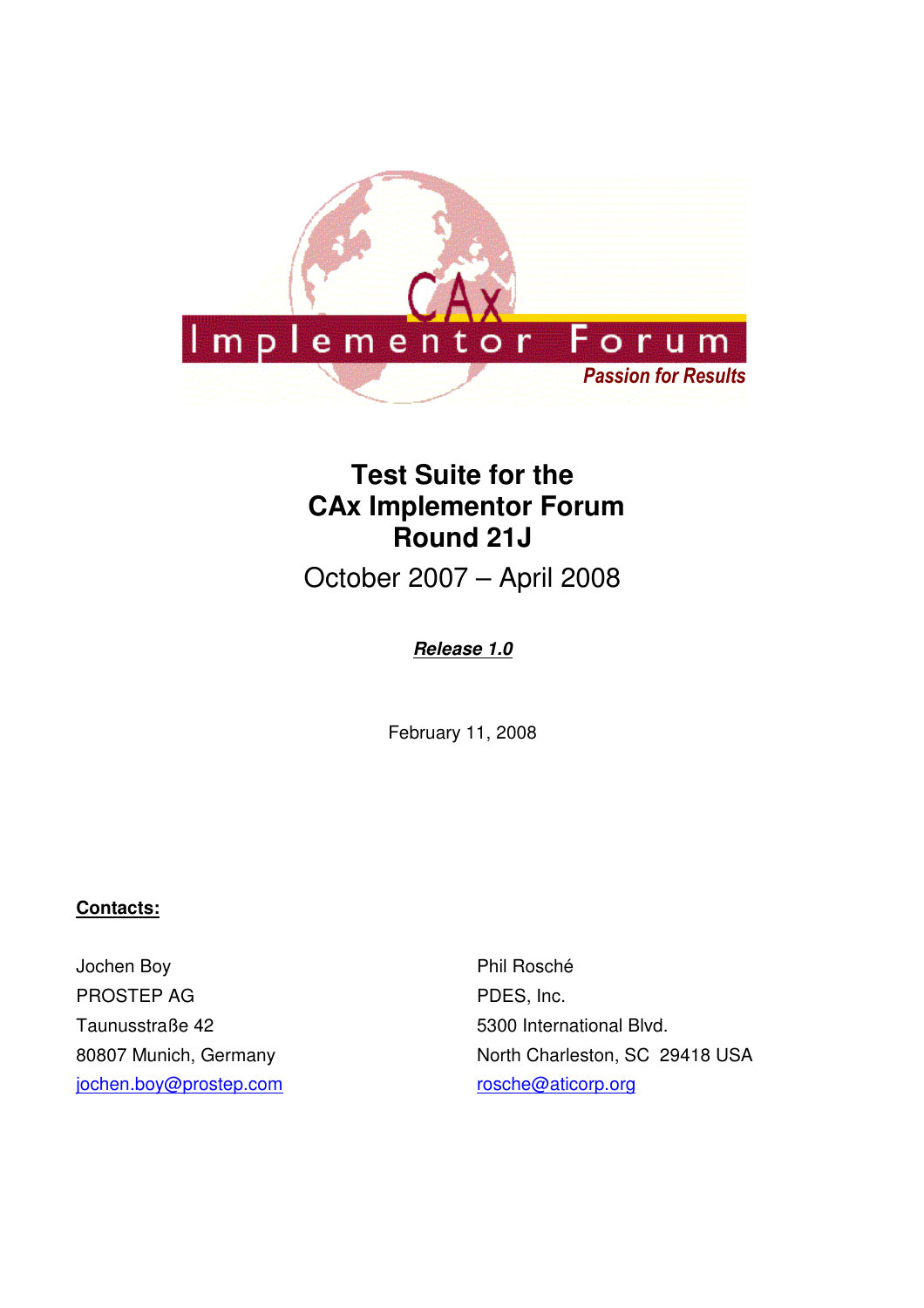# Test Suite for the CAx Implementor Forum Round 21J

October 2007 – April 2008

***Release 1.0***

February 11, 2008

**Contacts:**

Jochen Boy
PROSTEP AG
Taunusstraße 42
80807 Munich, Germany
jochen.boy@prostep.com

Phil Rosché
PDES, Inc.
5300 International Blvd.
North Charleston, SC 29418 USA
rosche@aticorp.org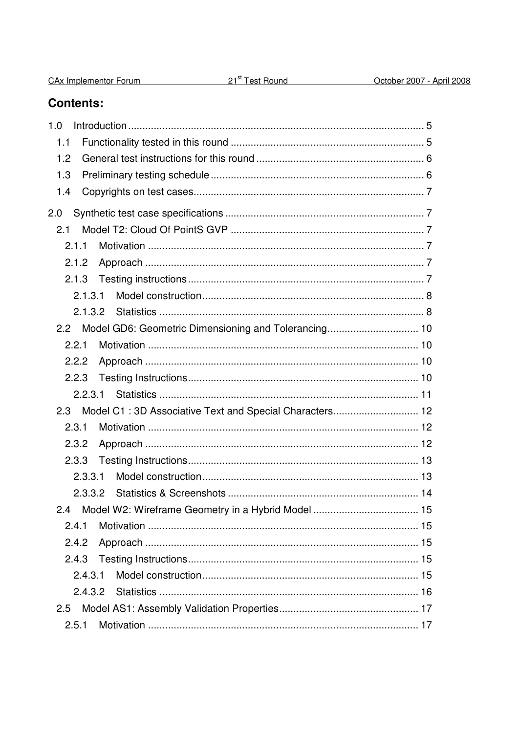## Contents:

1.0 Introduction ........................................................................................................ 5

  1.1 Functionality tested in this round ................................................................... 5

  1.2 General test instructions for this round ........................................................... 6

  1.3 Preliminary testing schedule ........................................................................... 6

  1.4 Copyrights on test cases................................................................................. 7

2.0 Synthetic test case specifications ...................................................................... 7

  2.1 Model T2: Cloud Of PointS GVP .................................................................... 7

    2.1.1 Motivation ................................................................................................ 7

    2.1.2 Approach ................................................................................................. 7

    2.1.3 Testing instructions .................................................................................. 7

      2.1.3.1 Model construction ............................................................................. 8

      2.1.3.2 Statistics ............................................................................................ 8

  2.2 Model GD6: Geometric Dimensioning and Tolerancing................................ 10

    2.2.1 Motivation .............................................................................................. 10

    2.2.2 Approach ............................................................................................... 10

    2.2.3 Testing Instructions ................................................................................ 10

      2.2.3.1 Statistics .......................................................................................... 11

  2.3 Model C1 : 3D Associative Text and Special Characters.............................. 12

    2.3.1 Motivation .............................................................................................. 12

    2.3.2 Approach ............................................................................................... 12

    2.3.3 Testing Instructions ................................................................................ 13

      2.3.3.1 Model construction ........................................................................... 13

      2.3.3.2 Statistics & Screenshots .................................................................. 14

  2.4 Model W2: Wireframe Geometry in a Hybrid Model ..................................... 15

    2.4.1 Motivation .............................................................................................. 15

    2.4.2 Approach ............................................................................................... 15

    2.4.3 Testing Instructions ................................................................................ 15

      2.4.3.1 Model construction ........................................................................... 15

      2.4.3.2 Statistics .......................................................................................... 16

  2.5 Model AS1: Assembly Validation Properties................................................. 17

    2.5.1 Motivation .............................................................................................. 17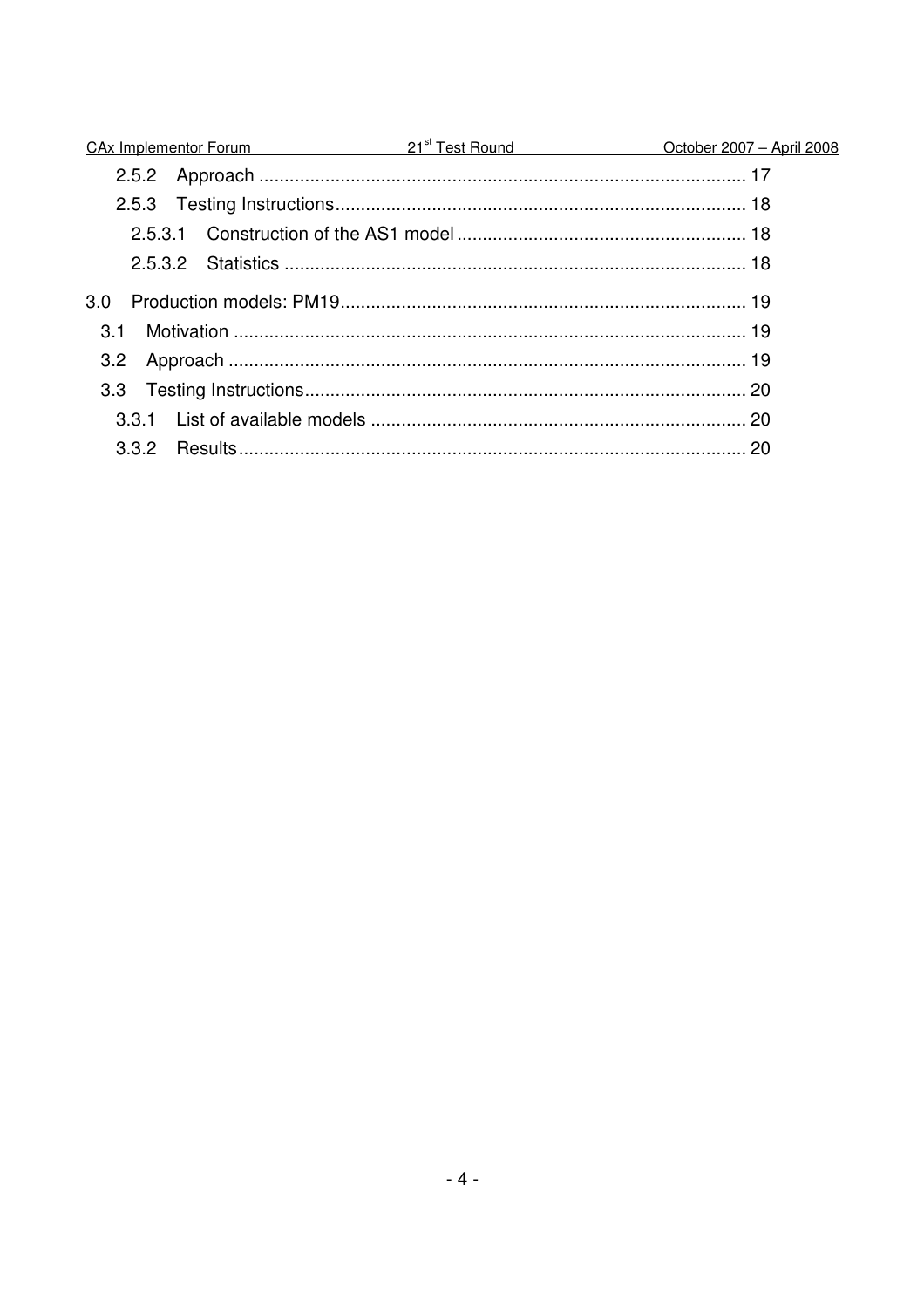2.5.2 Approach ............................................................................................... 17

2.5.3 Testing Instructions................................................................................ 18

2.5.3.1 Construction of the AS1 model ......................................................... 18

2.5.3.2 Statistics .......................................................................................... 18

3.0 Production models: PM19............................................................................... 19

3.1 Motivation .................................................................................................... 19

3.2 Approach ..................................................................................................... 19

3.3 Testing Instructions...................................................................................... 20

3.3.1 List of available models .......................................................................... 20

3.3.2 Results................................................................................................... 20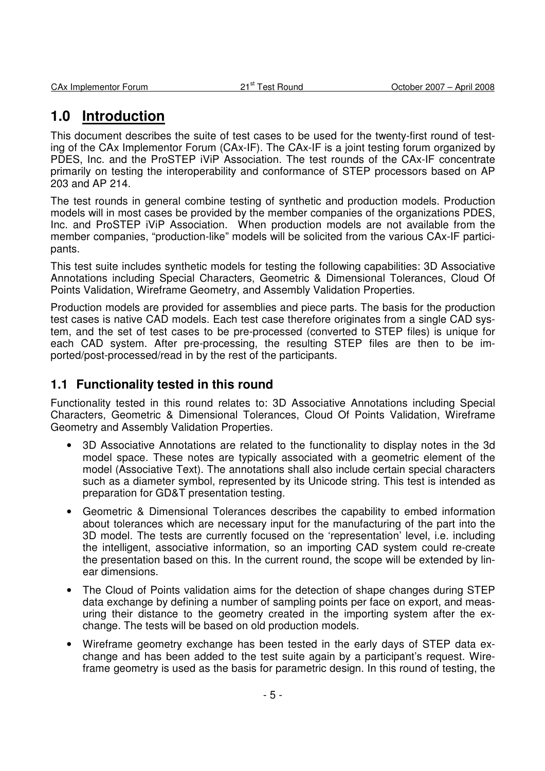# 1.0 Introduction

This document describes the suite of test cases to be used for the twenty-first round of testing of the CAx Implementor Forum (CAx-IF). The CAx-IF is a joint testing forum organized by PDES, Inc. and the ProSTEP iViP Association. The test rounds of the CAx-IF concentrate primarily on testing the interoperability and conformance of STEP processors based on AP 203 and AP 214.

The test rounds in general combine testing of synthetic and production models. Production models will in most cases be provided by the member companies of the organizations PDES, Inc. and ProSTEP iViP Association. When production models are not available from the member companies, "production-like" models will be solicited from the various CAx-IF participants.

This test suite includes synthetic models for testing the following capabilities: 3D Associative Annotations including Special Characters, Geometric & Dimensional Tolerances, Cloud Of Points Validation, Wireframe Geometry, and Assembly Validation Properties.

Production models are provided for assemblies and piece parts. The basis for the production test cases is native CAD models. Each test case therefore originates from a single CAD system, and the set of test cases to be pre-processed (converted to STEP files) is unique for each CAD system. After pre-processing, the resulting STEP files are then to be imported/post-processed/read in by the rest of the participants.

## 1.1 Functionality tested in this round

Functionality tested in this round relates to: 3D Associative Annotations including Special Characters, Geometric & Dimensional Tolerances, Cloud Of Points Validation, Wireframe Geometry and Assembly Validation Properties.

- 3D Associative Annotations are related to the functionality to display notes in the 3d model space. These notes are typically associated with a geometric element of the model (Associative Text). The annotations shall also include certain special characters such as a diameter symbol, represented by its Unicode string. This test is intended as preparation for GD&T presentation testing.
- Geometric & Dimensional Tolerances describes the capability to embed information about tolerances which are necessary input for the manufacturing of the part into the 3D model. The tests are currently focused on the 'representation' level, i.e. including the intelligent, associative information, so an importing CAD system could re-create the presentation based on this. In the current round, the scope will be extended by linear dimensions.
- The Cloud of Points validation aims for the detection of shape changes during STEP data exchange by defining a number of sampling points per face on export, and measuring their distance to the geometry created in the importing system after the exchange. The tests will be based on old production models.
- Wireframe geometry exchange has been tested in the early days of STEP data exchange and has been added to the test suite again by a participant's request. Wireframe geometry is used as the basis for parametric design. In this round of testing, the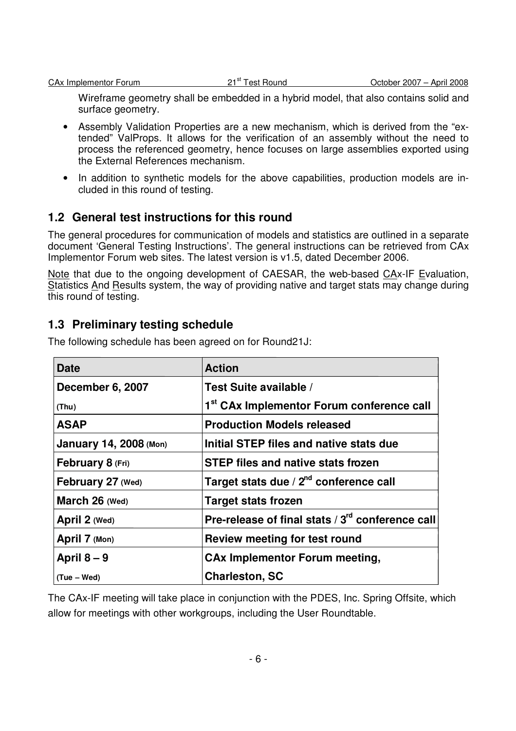Wireframe geometry shall be embedded in a hybrid model, that also contains solid and surface geometry.

- Assembly Validation Properties are a new mechanism, which is derived from the "extended" ValProps. It allows for the verification of an assembly without the need to process the referenced geometry, hence focuses on large assemblies exported using the External References mechanism.
- In addition to synthetic models for the above capabilities, production models are included in this round of testing.

## 1.2 General test instructions for this round

The general procedures for communication of models and statistics are outlined in a separate document 'General Testing Instructions'. The general instructions can be retrieved from CAx Implementor Forum web sites. The latest version is v1.5, dated December 2006.

Note that due to the ongoing development of CAESAR, the web-based CAx-IF Evaluation, Statistics And Results system, the way of providing native and target stats may change during this round of testing.

## 1.3 Preliminary testing schedule

The following schedule has been agreed on for Round21J:

| Date | Action |
|---|---|
| **December 6, 2007** (Thu) | **Test Suite available / 1st CAx Implementor Forum conference call** |
| **ASAP** | **Production Models released** |
| **January 14, 2008** (Mon) | **Initial STEP files and native stats due** |
| **February 8** (Fri) | **STEP files and native stats frozen** |
| **February 27** (Wed) | **Target stats due / 2nd conference call** |
| **March 26** (Wed) | **Target stats frozen** |
| **April 2** (Wed) | **Pre-release of final stats / 3rd conference call** |
| **April 7** (Mon) | **Review meeting for test round** |
| **April 8 – 9** (Tue – Wed) | **CAx Implementor Forum meeting, Charleston, SC** |

The CAx-IF meeting will take place in conjunction with the PDES, Inc. Spring Offsite, which allow for meetings with other workgroups, including the User Roundtable.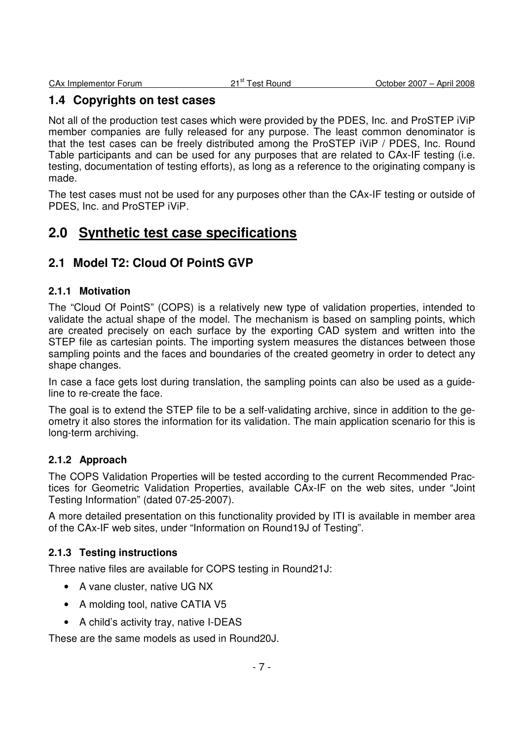## 1.4 Copyrights on test cases

Not all of the production test cases which were provided by the PDES, Inc. and ProSTEP iViP member companies are fully released for any purpose. The least common denominator is that the test cases can be freely distributed among the ProSTEP iViP / PDES, Inc. Round Table participants and can be used for any purposes that are related to CAx-IF testing (i.e. testing, documentation of testing efforts), as long as a reference to the originating company is made.

The test cases must not be used for any purposes other than the CAx-IF testing or outside of PDES, Inc. and ProSTEP iViP.

# 2.0 Synthetic test case specifications

## 2.1 Model T2: Cloud Of PointS GVP

### 2.1.1 Motivation

The "Cloud Of PointS" (COPS) is a relatively new type of validation properties, intended to validate the actual shape of the model. The mechanism is based on sampling points, which are created precisely on each surface by the exporting CAD system and written into the STEP file as cartesian points. The importing system measures the distances between those sampling points and the faces and boundaries of the created geometry in order to detect any shape changes.

In case a face gets lost during translation, the sampling points can also be used as a guide-line to re-create the face.

The goal is to extend the STEP file to be a self-validating archive, since in addition to the geometry it also stores the information for its validation. The main application scenario for this is long-term archiving.

### 2.1.2 Approach

The COPS Validation Properties will be tested according to the current Recommended Practices for Geometric Validation Properties, available CAx-IF on the web sites, under "Joint Testing Information" (dated 07-25-2007).

A more detailed presentation on this functionality provided by ITI is available in member area of the CAx-IF web sites, under "Information on Round19J of Testing".

### 2.1.3 Testing instructions

Three native files are available for COPS testing in Round21J:

- A vane cluster, native UG NX
- A molding tool, native CATIA V5
- A child's activity tray, native I-DEAS

These are the same models as used in Round20J.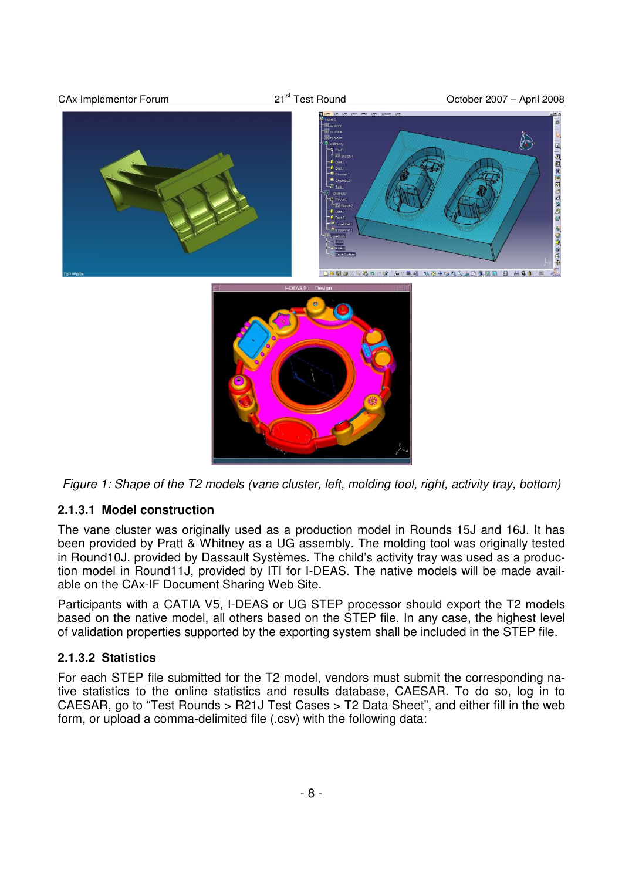Figure 1: Shape of the T2 models (vane cluster, left, molding tool, right, activity tray, bottom)

#### 2.1.3.1 Model construction

The vane cluster was originally used as a production model in Rounds 15J and 16J. It has been provided by Pratt & Whitney as a UG assembly. The molding tool was originally tested in Round10J, provided by Dassault Systèmes. The child's activity tray was used as a production model in Round11J, provided by ITI for I-DEAS. The native models will be made available on the CAx-IF Document Sharing Web Site.

Participants with a CATIA V5, I-DEAS or UG STEP processor should export the T2 models based on the native model, all others based on the STEP file. In any case, the highest level of validation properties supported by the exporting system shall be included in the STEP file.

#### 2.1.3.2 Statistics

For each STEP file submitted for the T2 model, vendors must submit the corresponding native statistics to the online statistics and results database, CAESAR. To do so, log in to CAESAR, go to "Test Rounds > R21J Test Cases > T2 Data Sheet", and either fill in the web form, or upload a comma-delimited file (.csv) with the following data: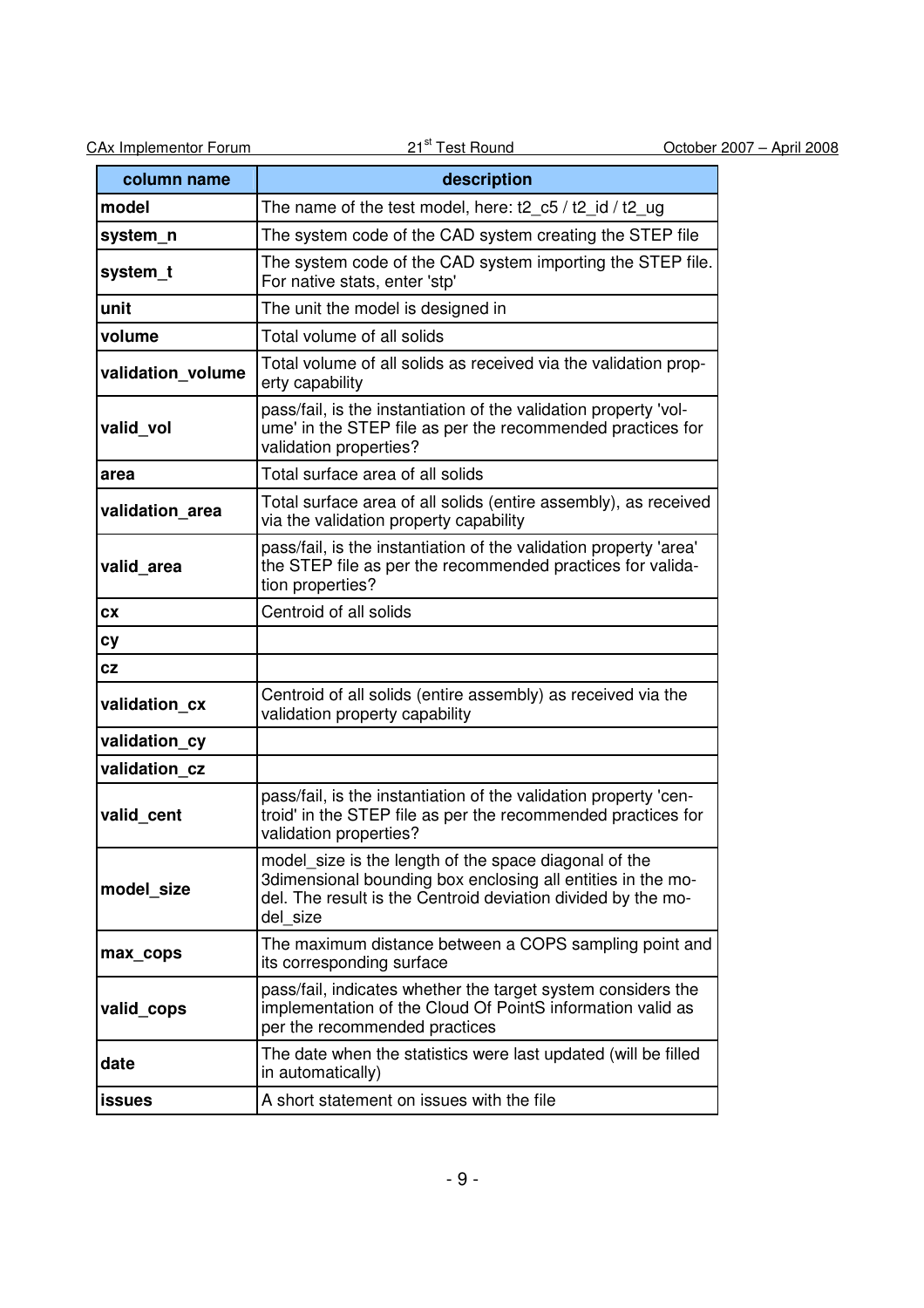| column name | description |
|---|---|
| **model** | The name of the test model, here: t2_c5 / t2_id / t2_ug |
| **system_n** | The system code of the CAD system creating the STEP file |
| **system_t** | The system code of the CAD system importing the STEP file. For native stats, enter 'stp' |
| **unit** | The unit the model is designed in |
| **volume** | Total volume of all solids |
| **validation_volume** | Total volume of all solids as received via the validation property capability |
| **valid_vol** | pass/fail, is the instantiation of the validation property 'volume' in the STEP file as per the recommended practices for validation properties? |
| **area** | Total surface area of all solids |
| **validation_area** | Total surface area of all solids (entire assembly), as received via the validation property capability |
| **valid_area** | pass/fail, is the instantiation of the validation property 'area' the STEP file as per the recommended practices for validation properties? |
| **cx** | Centroid of all solids |
| **cy** | |
| **cz** | |
| **validation_cx** | Centroid of all solids (entire assembly) as received via the validation property capability |
| **validation_cy** | |
| **validation_cz** | |
| **valid_cent** | pass/fail, is the instantiation of the validation property 'centroid' in the STEP file as per the recommended practices for validation properties? |
| **model_size** | model_size is the length of the space diagonal of the 3dimensional bounding box enclosing all entities in the model. The result is the Centroid deviation divided by the model_size |
| **max_cops** | The maximum distance between a COPS sampling point and its corresponding surface |
| **valid_cops** | pass/fail, indicates whether the target system considers the implementation of the Cloud Of PointS information valid as per the recommended practices |
| **date** | The date when the statistics were last updated (will be filled in automatically) |
| **issues** | A short statement on issues with the file |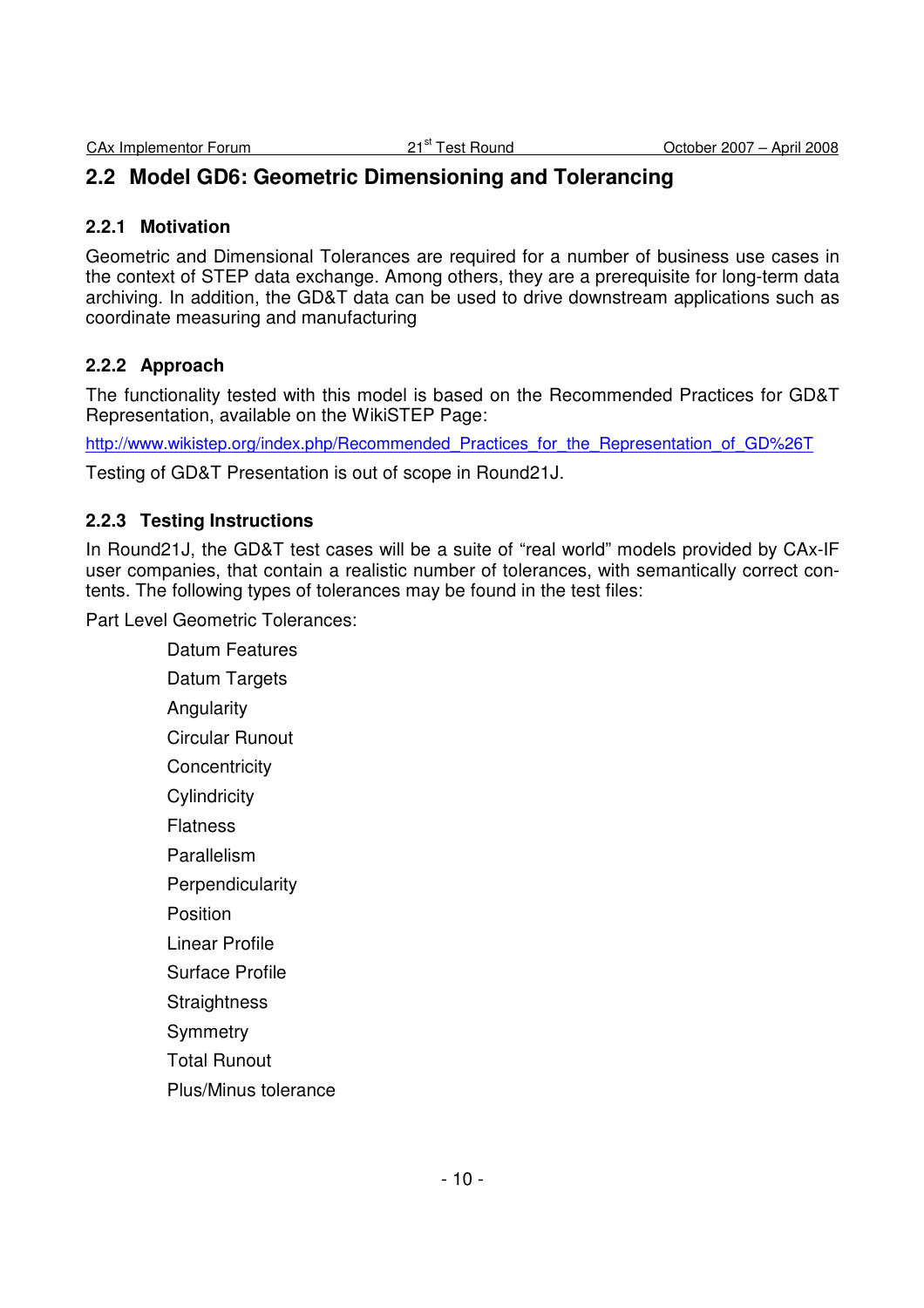## 2.2 Model GD6: Geometric Dimensioning and Tolerancing

### 2.2.1 Motivation

Geometric and Dimensional Tolerances are required for a number of business use cases in the context of STEP data exchange. Among others, they are a prerequisite for long-term data archiving. In addition, the GD&T data can be used to drive downstream applications such as coordinate measuring and manufacturing

### 2.2.2 Approach

The functionality tested with this model is based on the Recommended Practices for GD&T Representation, available on the WikiSTEP Page:

http://www.wikistep.org/index.php/Recommended_Practices_for_the_Representation_of_GD%26T

Testing of GD&T Presentation is out of scope in Round21J.

### 2.2.3 Testing Instructions

In Round21J, the GD&T test cases will be a suite of "real world" models provided by CAx-IF user companies, that contain a realistic number of tolerances, with semantically correct contents. The following types of tolerances may be found in the test files:

Part Level Geometric Tolerances:

- Datum Features
- Datum Targets
- Angularity
- Circular Runout
- Concentricity
- Cylindricity
- Flatness
- Parallelism
- Perpendicularity
- Position
- Linear Profile
- Surface Profile
- Straightness
- Symmetry
- Total Runout
- Plus/Minus tolerance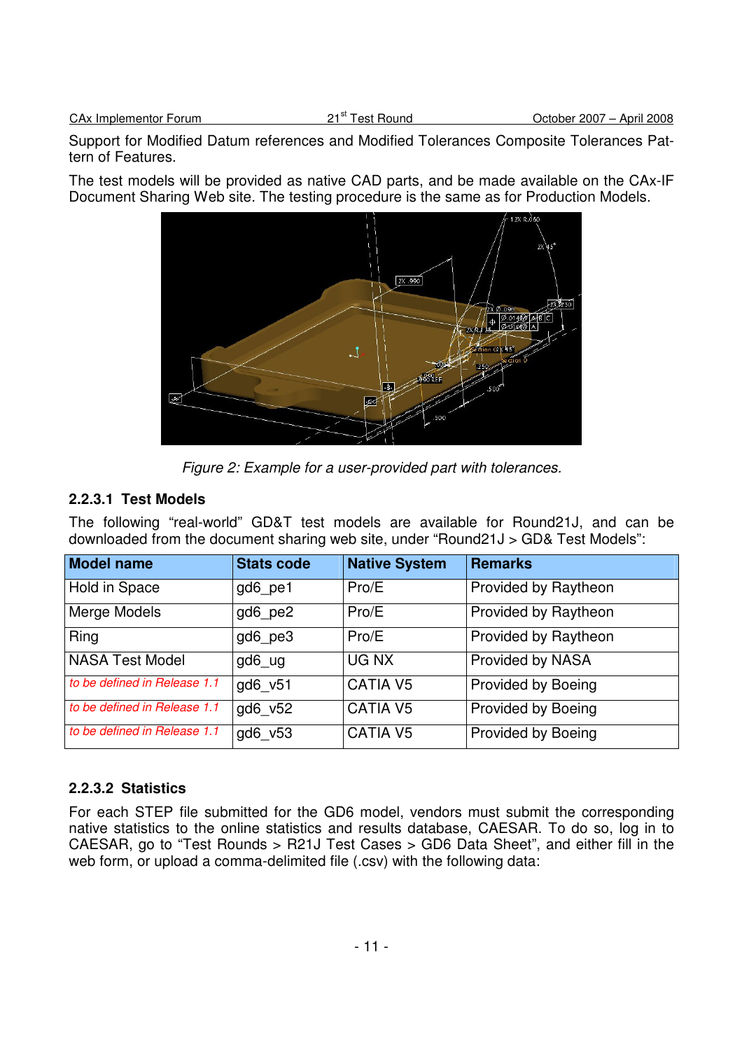Support for Modified Datum references and Modified Tolerances Composite Tolerances Pattern of Features.

The test models will be provided as native CAD parts, and be made available on the CAx-IF Document Sharing Web site. The testing procedure is the same as for Production Models.

*Figure 2: Example for a user-provided part with tolerances.*

### 2.2.3.1 Test Models

The following "real-world" GD&T test models are available for Round21J, and can be downloaded from the document sharing web site, under "Round21J > GD& Test Models":

| Model name | Stats code | Native System | Remarks |
|---|---|---|---|
| Hold in Space | gd6_pe1 | Pro/E | Provided by Raytheon |
| Merge Models | gd6_pe2 | Pro/E | Provided by Raytheon |
| Ring | gd6_pe3 | Pro/E | Provided by Raytheon |
| NASA Test Model | gd6_ug | UG NX | Provided by NASA |
| *to be defined in Release 1.1* | gd6_v51 | CATIA V5 | Provided by Boeing |
| *to be defined in Release 1.1* | gd6_v52 | CATIA V5 | Provided by Boeing |
| *to be defined in Release 1.1* | gd6_v53 | CATIA V5 | Provided by Boeing |

### 2.2.3.2 Statistics

For each STEP file submitted for the GD6 model, vendors must submit the corresponding native statistics to the online statistics and results database, CAESAR. To do so, log in to CAESAR, go to "Test Rounds > R21J Test Cases > GD6 Data Sheet", and either fill in the web form, or upload a comma-delimited file (.csv) with the following data: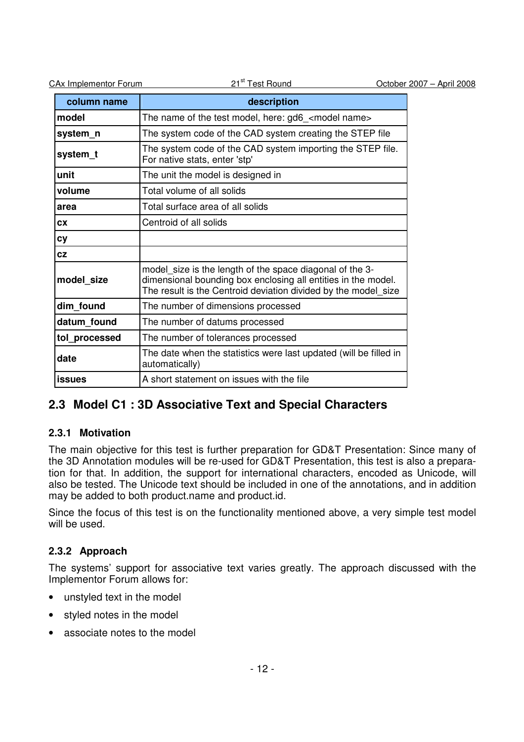| column name | description |
|---|---|
| **model** | The name of the test model, here: gd6_<model name> |
| **system_n** | The system code of the CAD system creating the STEP file |
| **system_t** | The system code of the CAD system importing the STEP file. For native stats, enter 'stp' |
| **unit** | The unit the model is designed in |
| **volume** | Total volume of all solids |
| **area** | Total surface area of all solids |
| **cx** | Centroid of all solids |
| **cy** | |
| **cz** | |
| **model_size** | model_size is the length of the space diagonal of the 3-dimensional bounding box enclosing all entities in the model. The result is the Centroid deviation divided by the model_size |
| **dim_found** | The number of dimensions processed |
| **datum_found** | The number of datums processed |
| **tol_processed** | The number of tolerances processed |
| **date** | The date when the statistics were last updated (will be filled in automatically) |
| **issues** | A short statement on issues with the file |

## 2.3 Model C1 : 3D Associative Text and Special Characters

### 2.3.1 Motivation

The main objective for this test is further preparation for GD&T Presentation: Since many of the 3D Annotation modules will be re-used for GD&T Presentation, this test is also a preparation for that. In addition, the support for international characters, encoded as Unicode, will also be tested. The Unicode text should be included in one of the annotations, and in addition may be added to both product.name and product.id.

Since the focus of this test is on the functionality mentioned above, a very simple test model will be used.

### 2.3.2 Approach

The systems' support for associative text varies greatly. The approach discussed with the Implementor Forum allows for:

- unstyled text in the model
- styled notes in the model
- associate notes to the model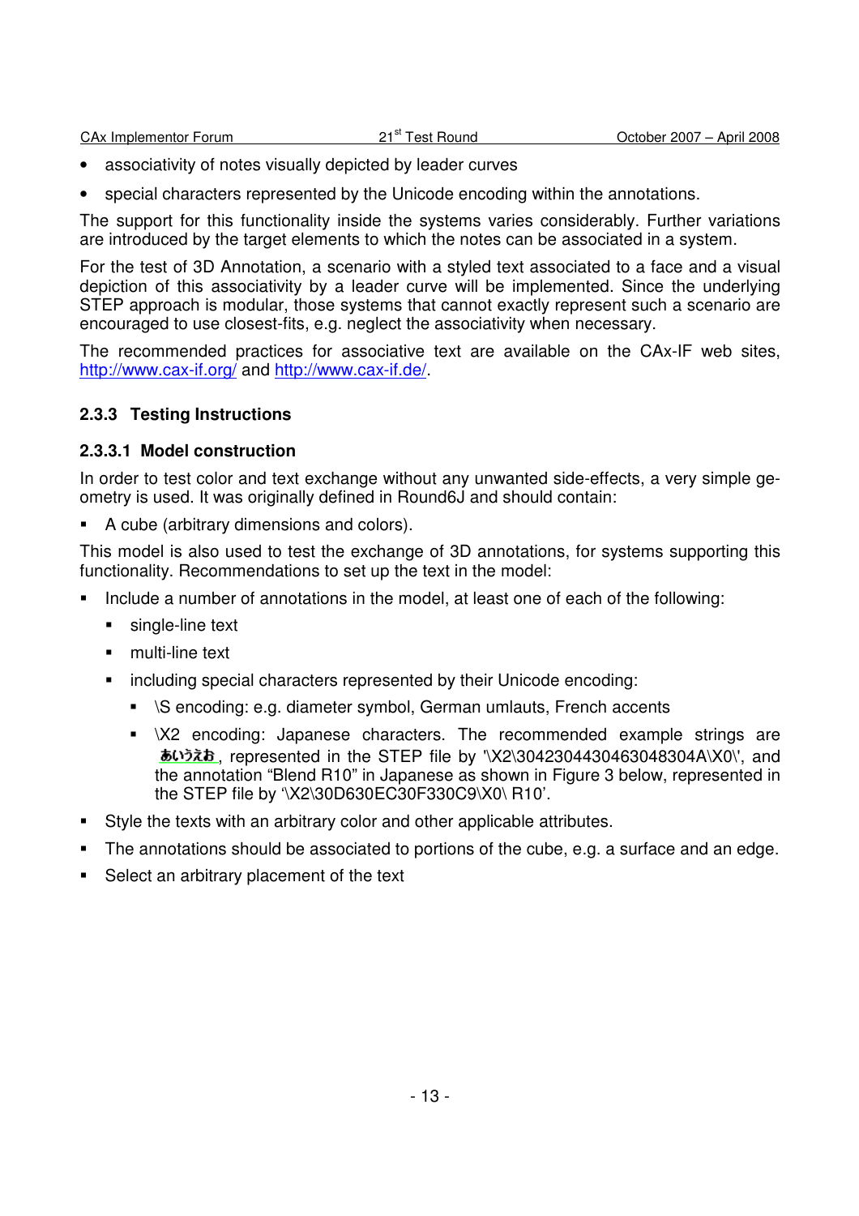- associativity of notes visually depicted by leader curves
- special characters represented by the Unicode encoding within the annotations.

The support for this functionality inside the systems varies considerably. Further variations are introduced by the target elements to which the notes can be associated in a system.

For the test of 3D Annotation, a scenario with a styled text associated to a face and a visual depiction of this associativity by a leader curve will be implemented. Since the underlying STEP approach is modular, those systems that cannot exactly represent such a scenario are encouraged to use closest-fits, e.g. neglect the associativity when necessary.

The recommended practices for associative text are available on the CAx-IF web sites, http://www.cax-if.org/ and http://www.cax-if.de/.

### 2.3.3 Testing Instructions

#### 2.3.3.1 Model construction

In order to test color and text exchange without any unwanted side-effects, a very simple geometry is used. It was originally defined in Round6J and should contain:

- A cube (arbitrary dimensions and colors).

This model is also used to test the exchange of 3D annotations, for systems supporting this functionality. Recommendations to set up the text in the model:

- Include a number of annotations in the model, at least one of each of the following:
  - single-line text
  - multi-line text
  - including special characters represented by their Unicode encoding:
    - \S encoding: e.g. diameter symbol, German umlauts, French accents
    - \X2 encoding: Japanese characters. The recommended example strings are あいうえお, represented in the STEP file by '\X2\30423044304630483048304A\X0\', and the annotation “Blend R10” in Japanese as shown in Figure 3 below, represented in the STEP file by '\X2\30D630EC30F330C9\X0\ R10'.
- Style the texts with an arbitrary color and other applicable attributes.
- The annotations should be associated to portions of the cube, e.g. a surface and an edge.
- Select an arbitrary placement of the text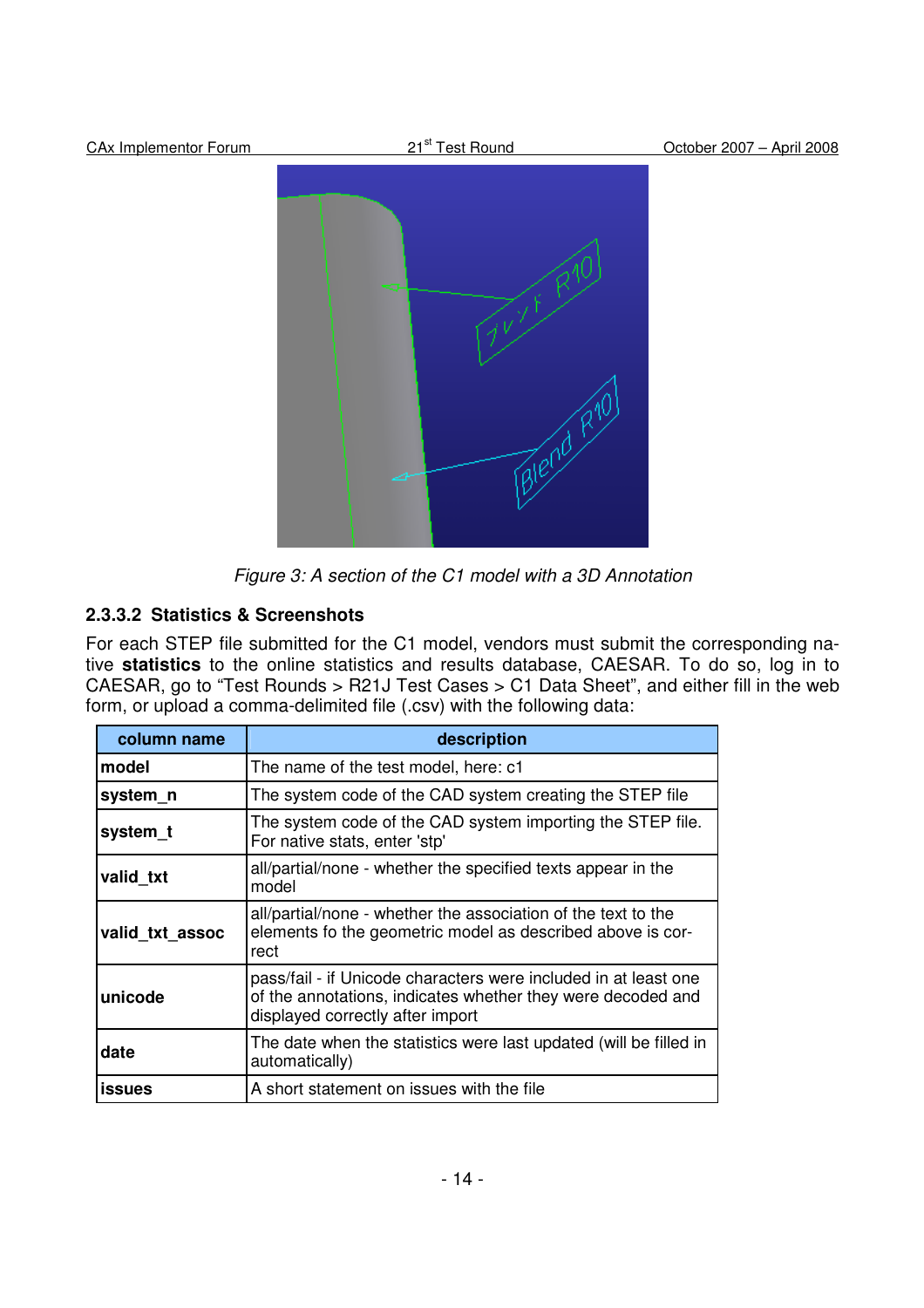Figure 3: A section of the C1 model with a 3D Annotation

#### 2.3.3.2 Statistics & Screenshots

For each STEP file submitted for the C1 model, vendors must submit the corresponding native **statistics** to the online statistics and results database, CAESAR. To do so, log in to CAESAR, go to “Test Rounds > R21J Test Cases > C1 Data Sheet”, and either fill in the web form, or upload a comma-delimited file (.csv) with the following data:

| column name | description |
|---|---|
| **model** | The name of the test model, here: c1 |
| **system_n** | The system code of the CAD system creating the STEP file |
| **system_t** | The system code of the CAD system importing the STEP file. For native stats, enter 'stp' |
| **valid_txt** | all/partial/none - whether the specified texts appear in the model |
| **valid_txt_assoc** | all/partial/none - whether the association of the text to the elements fo the geometric model as described above is correct |
| **unicode** | pass/fail - if Unicode characters were included in at least one of the annotations, indicates whether they were decoded and displayed correctly after import |
| **date** | The date when the statistics were last updated (will be filled in automatically) |
| **issues** | A short statement on issues with the file |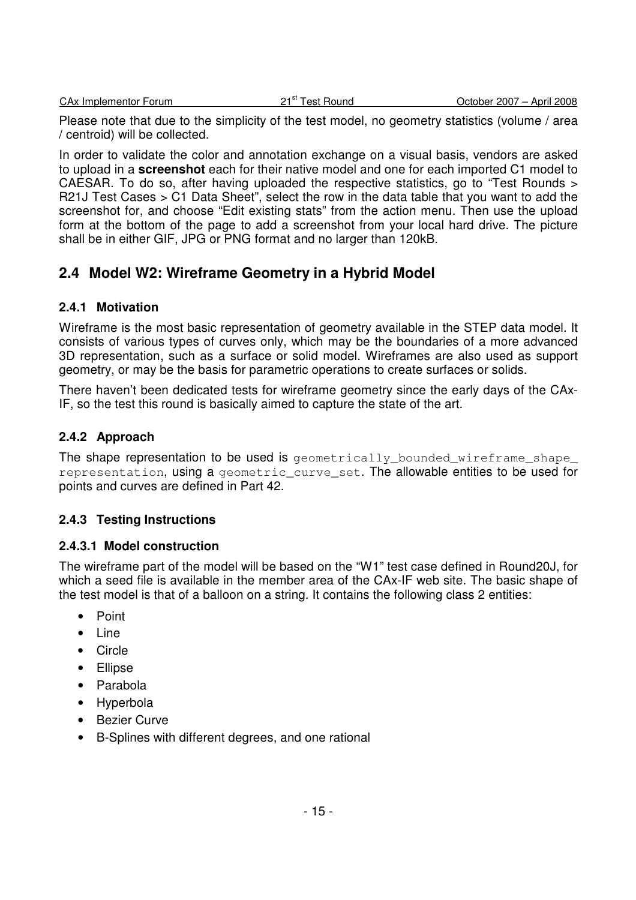Please note that due to the simplicity of the test model, no geometry statistics (volume / area / centroid) will be collected.

In order to validate the color and annotation exchange on a visual basis, vendors are asked to upload in a **screenshot** each for their native model and one for each imported C1 model to CAESAR. To do so, after having uploaded the respective statistics, go to “Test Rounds > R21J Test Cases > C1 Data Sheet”, select the row in the data table that you want to add the screenshot for, and choose “Edit existing stats” from the action menu. Then use the upload form at the bottom of the page to add a screenshot from your local hard drive. The picture shall be in either GIF, JPG or PNG format and no larger than 120kB.

## 2.4 Model W2: Wireframe Geometry in a Hybrid Model

### 2.4.1 Motivation

Wireframe is the most basic representation of geometry available in the STEP data model. It consists of various types of curves only, which may be the boundaries of a more advanced 3D representation, such as a surface or solid model. Wireframes are also used as support geometry, or may be the basis for parametric operations to create surfaces or solids.

There haven't been dedicated tests for wireframe geometry since the early days of the CAx-IF, so the test this round is basically aimed to capture the state of the art.

### 2.4.2 Approach

The shape representation to be used is `geometrically_bounded_wireframe_shape_representation`, using a `geometric_curve_set`. The allowable entities to be used for points and curves are defined in Part 42.

### 2.4.3 Testing Instructions

#### 2.4.3.1 Model construction

The wireframe part of the model will be based on the “W1” test case defined in Round20J, for which a seed file is available in the member area of the CAx-IF web site. The basic shape of the test model is that of a balloon on a string. It contains the following class 2 entities:

- Point
- Line
- Circle
- Ellipse
- Parabola
- Hyperbola
- Bezier Curve
- B-Splines with different degrees, and one rational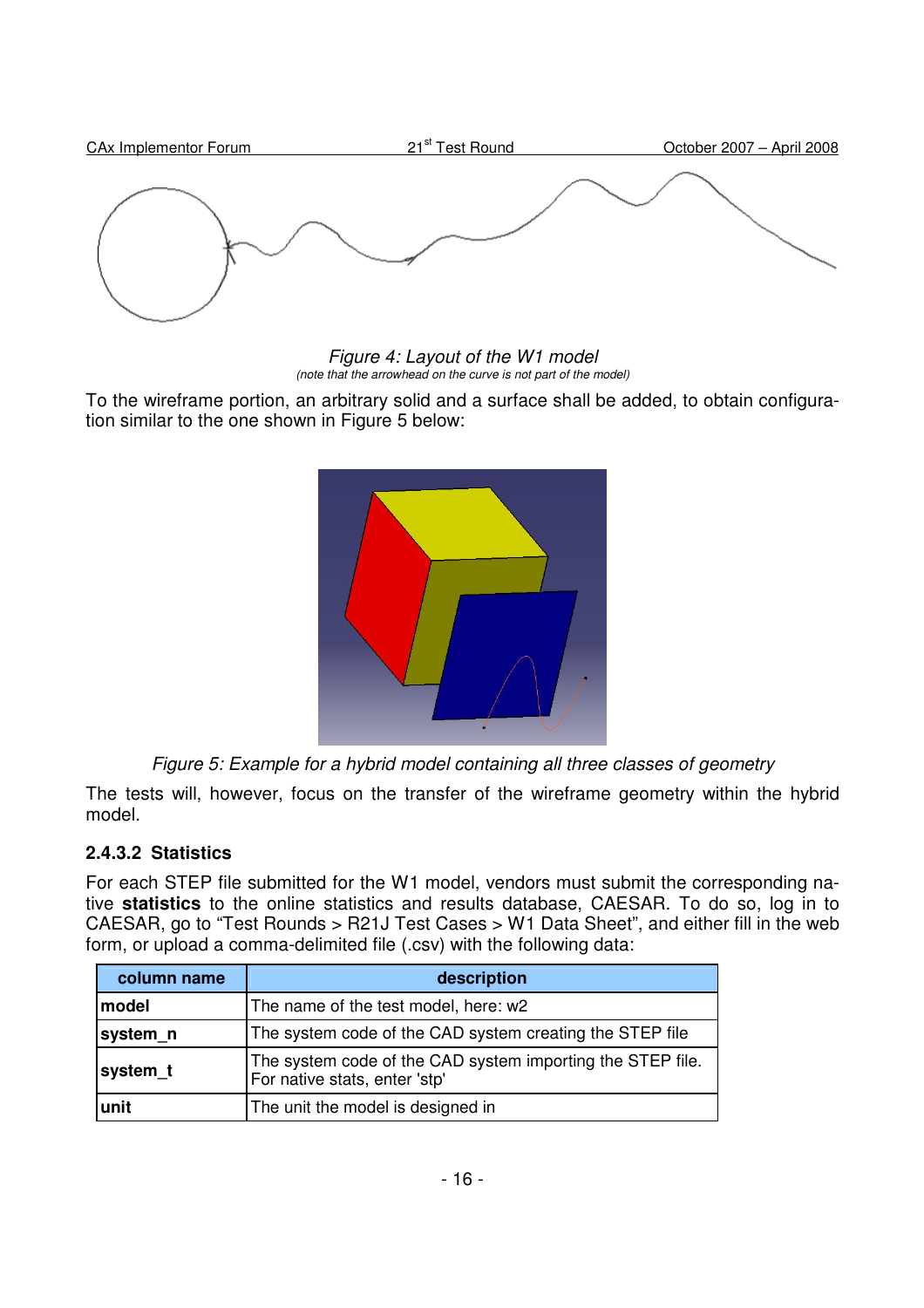*Figure 4: Layout of the W1 model*

*(note that the arrowhead on the curve is not part of the model)*

To the wireframe portion, an arbitrary solid and a surface shall be added, to obtain configuration similar to the one shown in Figure 5 below:

*Figure 5: Example for a hybrid model containing all three classes of geometry*

The tests will, however, focus on the transfer of the wireframe geometry within the hybrid model.

#### 2.4.3.2 Statistics

For each STEP file submitted for the W1 model, vendors must submit the corresponding native **statistics** to the online statistics and results database, CAESAR. To do so, log in to CAESAR, go to "Test Rounds > R21J Test Cases > W1 Data Sheet", and either fill in the web form, or upload a comma-delimited file (.csv) with the following data:

| column name | description |
|---|---|
| **model** | The name of the test model, here: w2 |
| **system_n** | The system code of the CAD system creating the STEP file |
| **system_t** | The system code of the CAD system importing the STEP file. For native stats, enter 'stp' |
| **unit** | The unit the model is designed in |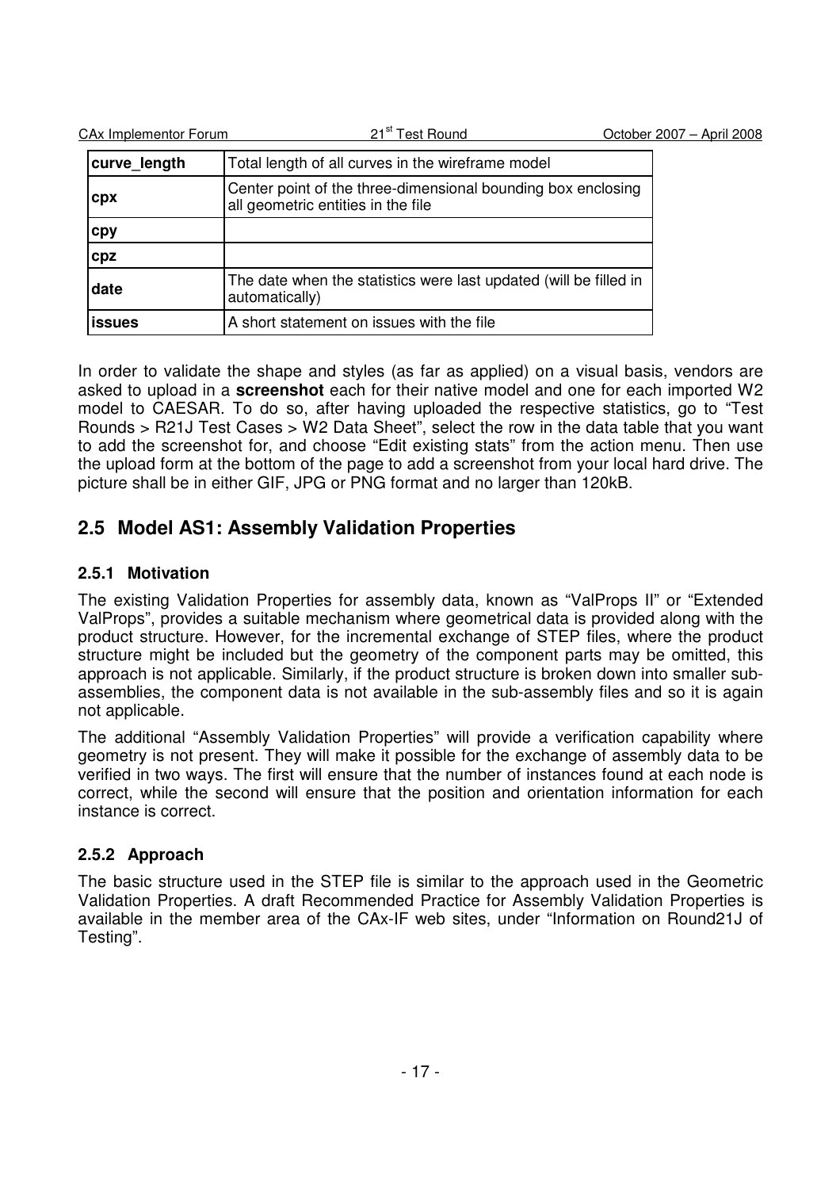| | |
|---|---|
| **curve_length** | Total length of all curves in the wireframe model |
| **cpx** | Center point of the three-dimensional bounding box enclosing all geometric entities in the file |
| **cpy** | |
| **cpz** | |
| **date** | The date when the statistics were last updated (will be filled in automatically) |
| **issues** | A short statement on issues with the file |

In order to validate the shape and styles (as far as applied) on a visual basis, vendors are asked to upload in a **screenshot** each for their native model and one for each imported W2 model to CAESAR. To do so, after having uploaded the respective statistics, go to "Test Rounds > R21J Test Cases > W2 Data Sheet", select the row in the data table that you want to add the screenshot for, and choose "Edit existing stats" from the action menu. Then use the upload form at the bottom of the page to add a screenshot from your local hard drive. The picture shall be in either GIF, JPG or PNG format and no larger than 120kB.

## 2.5 Model AS1: Assembly Validation Properties

### 2.5.1 Motivation

The existing Validation Properties for assembly data, known as "ValProps II" or "Extended ValProps", provides a suitable mechanism where geometrical data is provided along with the product structure. However, for the incremental exchange of STEP files, where the product structure might be included but the geometry of the component parts may be omitted, this approach is not applicable. Similarly, if the product structure is broken down into smaller sub-assemblies, the component data is not available in the sub-assembly files and so it is again not applicable.

The additional "Assembly Validation Properties" will provide a verification capability where geometry is not present. They will make it possible for the exchange of assembly data to be verified in two ways. The first will ensure that the number of instances found at each node is correct, while the second will ensure that the position and orientation information for each instance is correct.

### 2.5.2 Approach

The basic structure used in the STEP file is similar to the approach used in the Geometric Validation Properties. A draft Recommended Practice for Assembly Validation Properties is available in the member area of the CAx-IF web sites, under "Information on Round21J of Testing".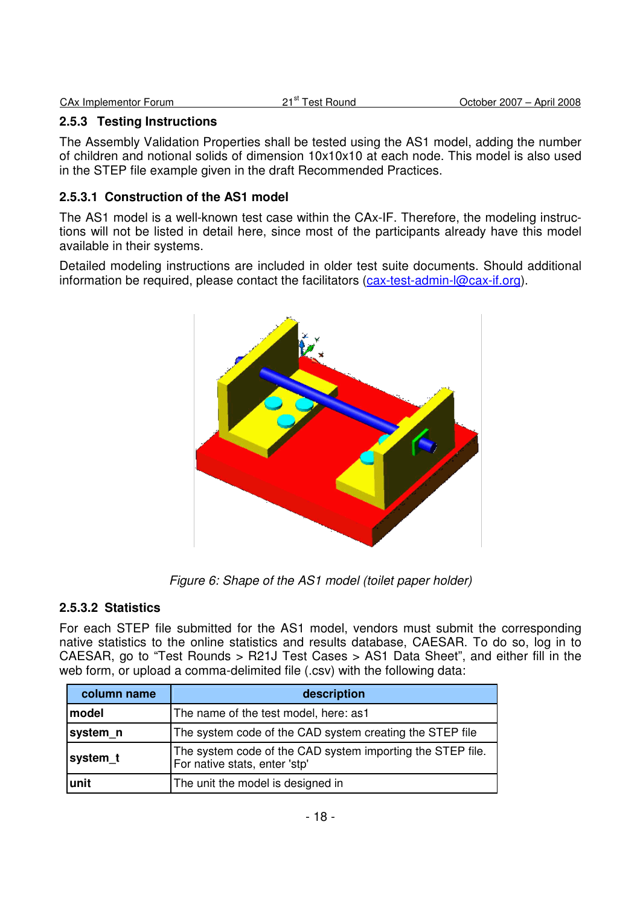### 2.5.3 Testing Instructions

The Assembly Validation Properties shall be tested using the AS1 model, adding the number of children and notional solids of dimension 10x10x10 at each node. This model is also used in the STEP file example given in the draft Recommended Practices.

#### 2.5.3.1 Construction of the AS1 model

The AS1 model is a well-known test case within the CAx-IF. Therefore, the modeling instructions will not be listed in detail here, since most of the participants already have this model available in their systems.

Detailed modeling instructions are included in older test suite documents. Should additional information be required, please contact the facilitators (cax-test-admin-l@cax-if.org).

*Figure 6: Shape of the AS1 model (toilet paper holder)*

#### 2.5.3.2 Statistics

For each STEP file submitted for the AS1 model, vendors must submit the corresponding native statistics to the online statistics and results database, CAESAR. To do so, log in to CAESAR, go to "Test Rounds > R21J Test Cases > AS1 Data Sheet", and either fill in the web form, or upload a comma-delimited file (.csv) with the following data:

| column name | description |
|---|---|
| **model** | The name of the test model, here: as1 |
| **system_n** | The system code of the CAD system creating the STEP file |
| **system_t** | The system code of the CAD system importing the STEP file. For native stats, enter 'stp' |
| **unit** | The unit the model is designed in |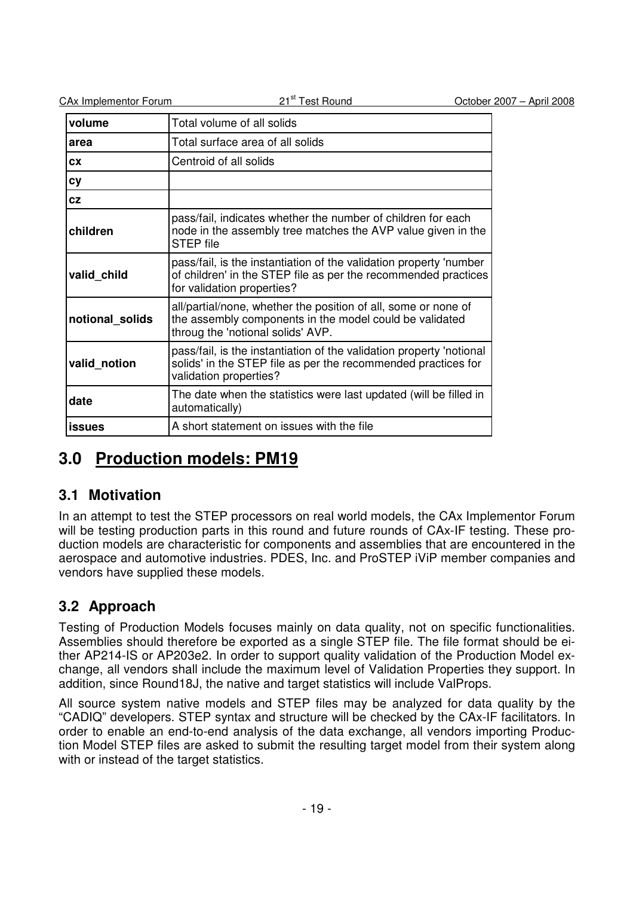| | |
|---|---|
| **volume** | Total volume of all solids |
| **area** | Total surface area of all solids |
| **cx** | Centroid of all solids |
| **cy** | |
| **cz** | |
| **children** | pass/fail, indicates whether the number of children for each node in the assembly tree matches the AVP value given in the STEP file |
| **valid_child** | pass/fail, is the instantiation of the validation property 'number of children' in the STEP file as per the recommended practices for validation properties? |
| **notional_solids** | all/partial/none, whether the position of all, some or none of the assembly components in the model could be validated throug the 'notional solids' AVP. |
| **valid_notion** | pass/fail, is the instantiation of the validation property 'notional solids' in the STEP file as per the recommended practices for validation properties? |
| **date** | The date when the statistics were last updated (will be filled in automatically) |
| **issues** | A short statement on issues with the file |

# 3.0 Production models: PM19

## 3.1 Motivation

In an attempt to test the STEP processors on real world models, the CAx Implementor Forum will be testing production parts in this round and future rounds of CAx-IF testing. These production models are characteristic for components and assemblies that are encountered in the aerospace and automotive industries. PDES, Inc. and ProSTEP iViP member companies and vendors have supplied these models.

## 3.2 Approach

Testing of Production Models focuses mainly on data quality, not on specific functionalities. Assemblies should therefore be exported as a single STEP file. The file format should be either AP214-IS or AP203e2. In order to support quality validation of the Production Model exchange, all vendors shall include the maximum level of Validation Properties they support. In addition, since Round18J, the native and target statistics will include ValProps.

All source system native models and STEP files may be analyzed for data quality by the "CADIQ" developers. STEP syntax and structure will be checked by the CAx-IF facilitators. In order to enable an end-to-end analysis of the data exchange, all vendors importing Production Model STEP files are asked to submit the resulting target model from their system along with or instead of the target statistics.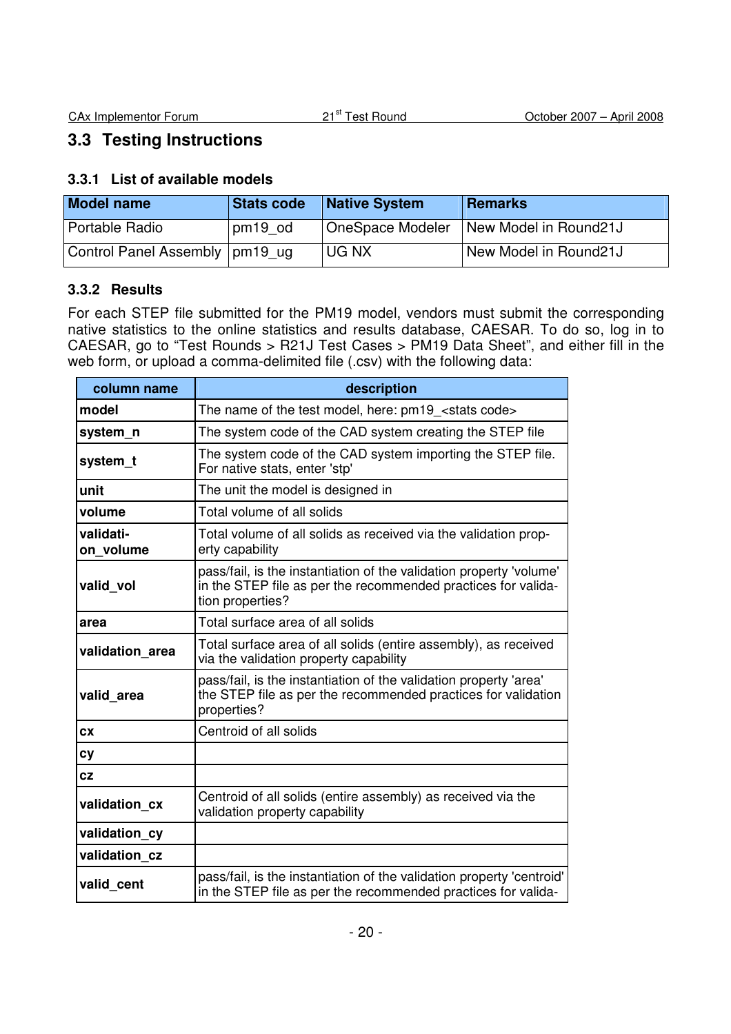## 3.3 Testing Instructions

### 3.3.1 List of available models

| Model name | Stats code | Native System | Remarks |
|---|---|---|---|
| Portable Radio | pm19_od | OneSpace Modeler | New Model in Round21J |
| Control Panel Assembly | pm19_ug | UG NX | New Model in Round21J |

### 3.3.2 Results

For each STEP file submitted for the PM19 model, vendors must submit the corresponding native statistics to the online statistics and results database, CAESAR. To do so, log in to CAESAR, go to “Test Rounds > R21J Test Cases > PM19 Data Sheet”, and either fill in the web form, or upload a comma-delimited file (.csv) with the following data:

| column name | description |
|---|---|
| **model** | The name of the test model, here: pm19_<stats code> |
| **system_n** | The system code of the CAD system creating the STEP file |
| **system_t** | The system code of the CAD system importing the STEP file. For native stats, enter 'stp' |
| **unit** | The unit the model is designed in |
| **volume** | Total volume of all solids |
| **validation_volume** | Total volume of all solids as received via the validation property capability |
| **valid_vol** | pass/fail, is the instantiation of the validation property 'volume' in the STEP file as per the recommended practices for validation properties? |
| **area** | Total surface area of all solids |
| **validation_area** | Total surface area of all solids (entire assembly), as received via the validation property capability |
| **valid_area** | pass/fail, is the instantiation of the validation property 'area' the STEP file as per the recommended practices for validation properties? |
| **cx** | Centroid of all solids |
| **cy** | |
| **cz** | |
| **validation_cx** | Centroid of all solids (entire assembly) as received via the validation property capability |
| **validation_cy** | |
| **validation_cz** | |
| **valid_cent** | pass/fail, is the instantiation of the validation property 'centroid' in the STEP file as per the recommended practices for valida- |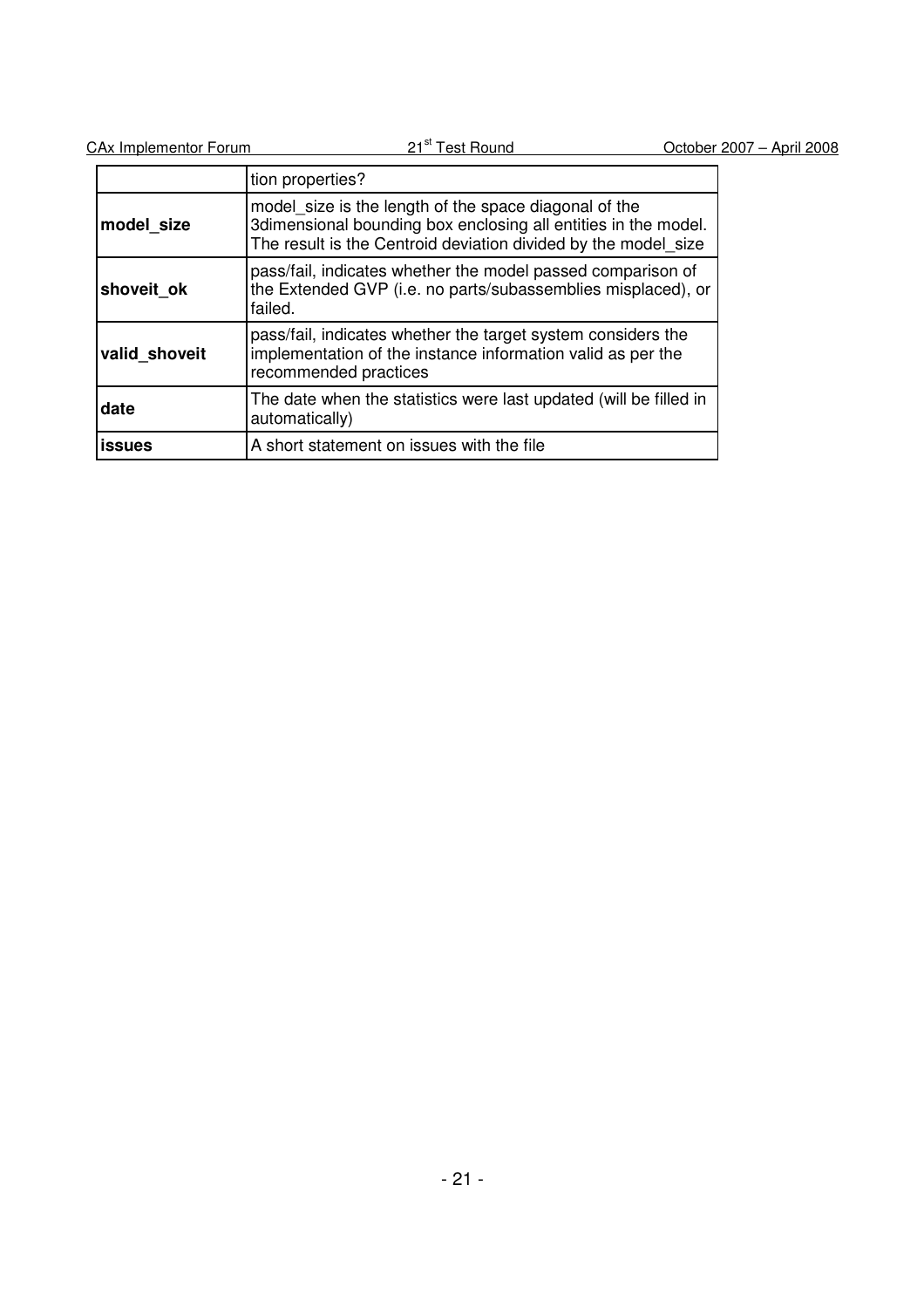| | |
|---|---|
| | tion properties? |
| **model_size** | model_size is the length of the space diagonal of the 3dimensional bounding box enclosing all entities in the model. The result is the Centroid deviation divided by the model_size |
| **shoveit_ok** | pass/fail, indicates whether the model passed comparison of the Extended GVP (i.e. no parts/subassemblies misplaced), or failed. |
| **valid_shoveit** | pass/fail, indicates whether the target system considers the implementation of the instance information valid as per the recommended practices |
| **date** | The date when the statistics were last updated (will be filled in automatically) |
| **issues** | A short statement on issues with the file |